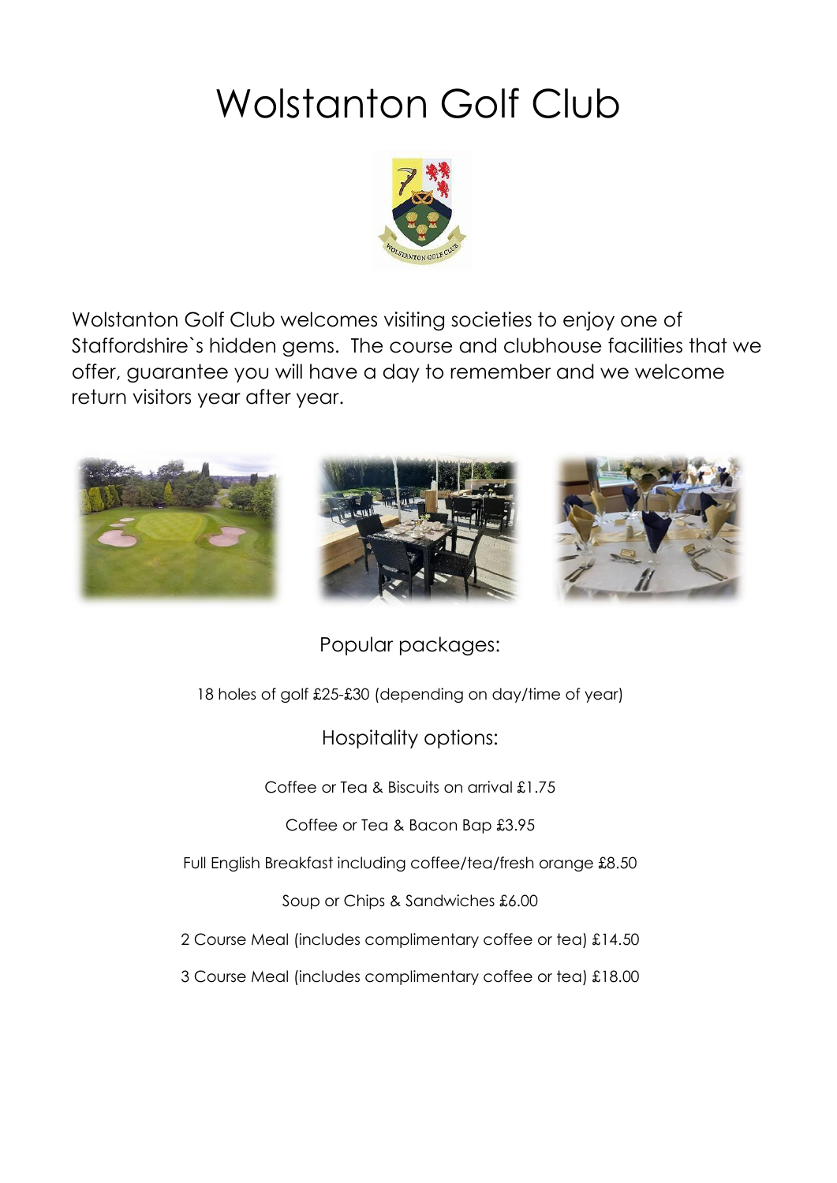# Wolstanton Golf Club

Wolstanton Golf Club welcomes visiting societies to enjoy one of Staffordshire`s hidden gems. The course and clubhouse facilities that we offer, guarantee you will have a day to remember and we welcome return visitors year after year.

## Popular packages:

18 holes of golf £25-£30 (depending on day/time of year)

## Hospitality options:

Coffee or Tea & Biscuits on arrival £1.75

Coffee or Tea & Bacon Bap £3.95

Full English Breakfast including coffee/tea/fresh orange £8.50

Soup or Chips & Sandwiches £6.00

2 Course Meal (includes complimentary coffee or tea) £14.50

3 Course Meal (includes complimentary coffee or tea) £18.00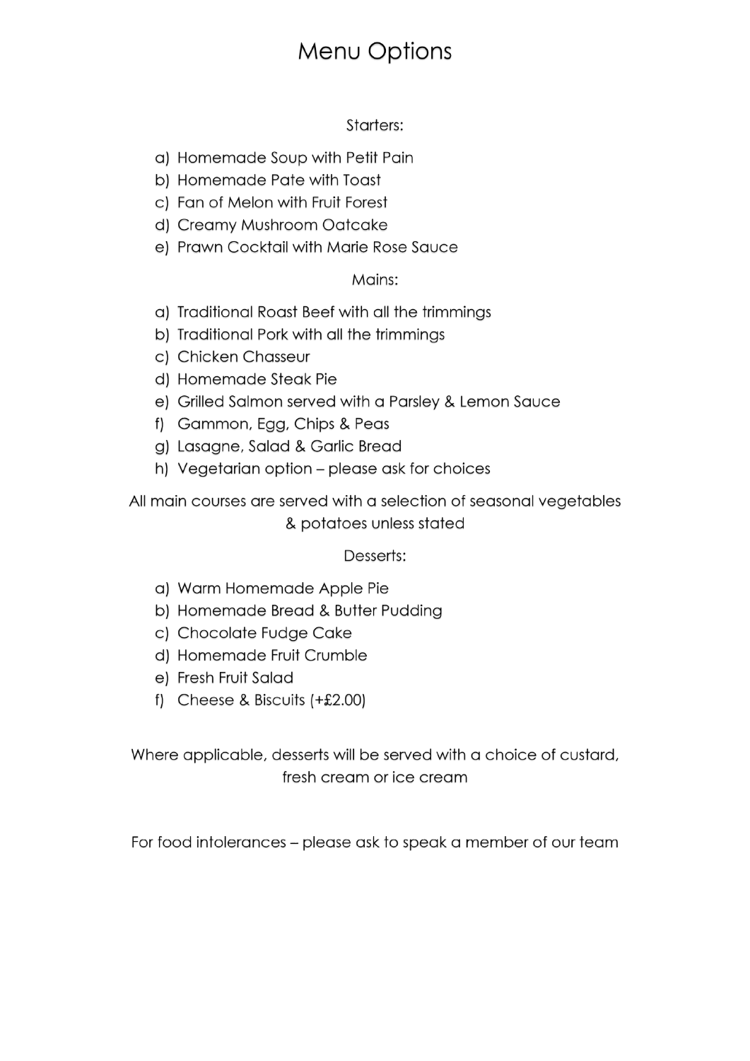# Menu Options

## Starters:

a) Homemade Soup with Petit Pain
b) Homemade Pate with Toast
c) Fan of Melon with Fruit Forest
d) Creamy Mushroom Oatcake
e) Prawn Cocktail with Marie Rose Sauce

## Mains:

a) Traditional Roast Beef with all the trimmings
b) Traditional Pork with all the trimmings
c) Chicken Chasseur
d) Homemade Steak Pie
e) Grilled Salmon served with a Parsley & Lemon Sauce
f) Gammon, Egg, Chips & Peas
g) Lasagne, Salad & Garlic Bread
h) Vegetarian option – please ask for choices

All main courses are served with a selection of seasonal vegetables & potatoes unless stated

## Desserts:

a) Warm Homemade Apple Pie
b) Homemade Bread & Butter Pudding
c) Chocolate Fudge Cake
d) Homemade Fruit Crumble
e) Fresh Fruit Salad
f) Cheese & Biscuits (+£2.00)

Where applicable, desserts will be served with a choice of custard, fresh cream or ice cream

For food intolerances – please ask to speak a member of our team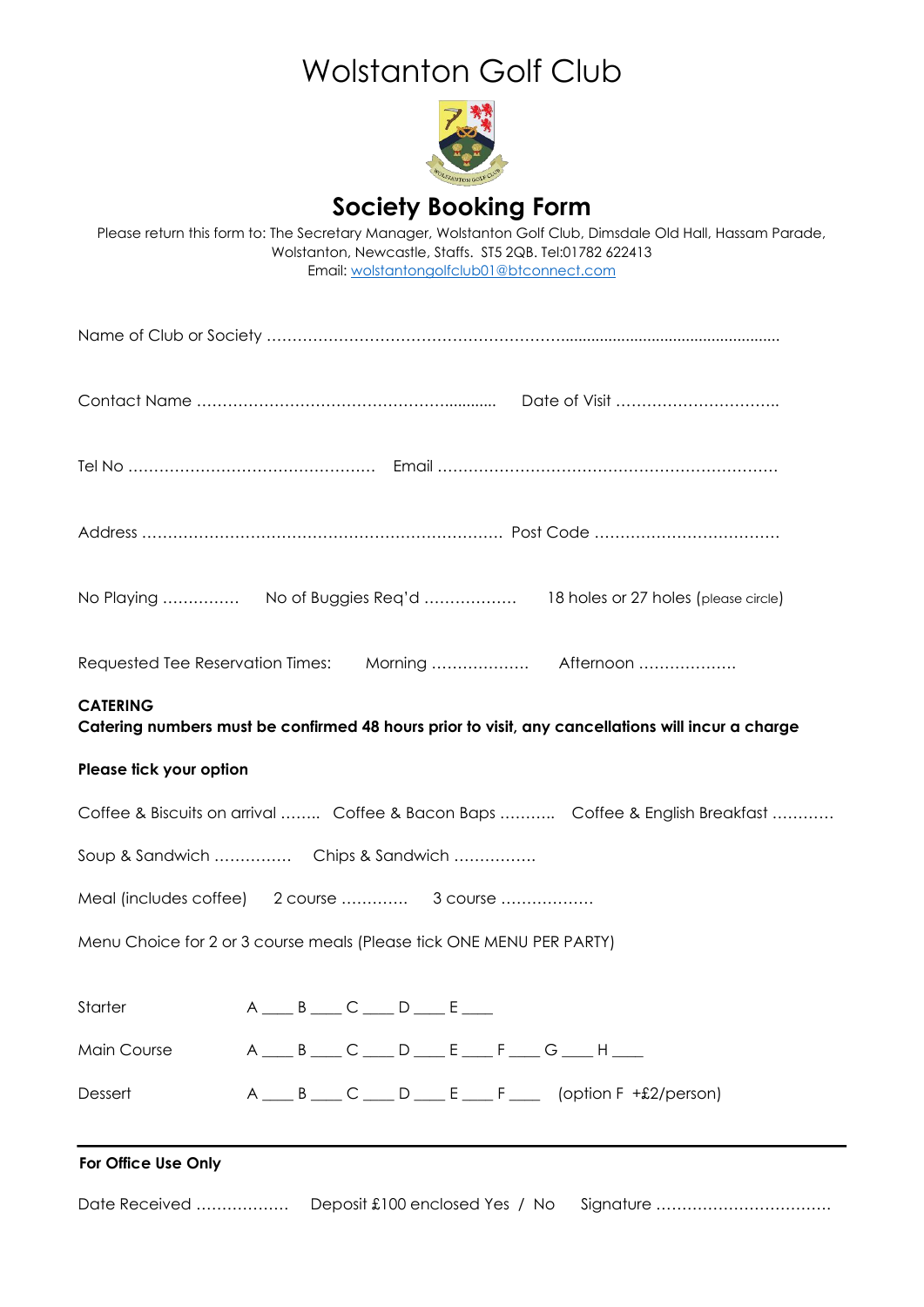# Wolstanton Golf Club

## Society Booking Form

Please return this form to: The Secretary Manager, Wolstanton Golf Club, Dimsdale Old Hall, Hassam Parade, Wolstanton, Newcastle, Staffs. ST5 2QB. Tel:01782 622413
Email: wolstantongolfclub01@btconnect.com

Name of Club or Society ……………………………………………………………………………………………

Contact Name ………………………………………………… Date of Visit …………………………..

Tel No ………………………………………… Email ………………………………………………………

Address ……………………………………………………………… Post Code ………………………………

No Playing …………… No of Buggies Req'd ……………… 18 holes or 27 holes (please circle)

Requested Tee Reservation Times: Morning ………………… Afternoon ………………..

**CATERING**

**Catering numbers must be confirmed 48 hours prior to visit, any cancellations will incur a charge**

**Please tick your option**

Coffee & Biscuits on arrival …….. Coffee & Bacon Baps ……….. Coffee & English Breakfast …………

Soup & Sandwich …………… Chips & Sandwich ……………

Meal (includes coffee) 2 course …………. 3 course ………………

Menu Choice for 2 or 3 course meals (Please tick ONE MENU PER PARTY)

Starter A ____ B ____ C ____ D ____ E ____

Main Course A ____ B ____ C ____ D ____ E ____ F ____ G ____ H ____

Dessert A ____ B ____ C ____ D ____ E ____ F ____ (option F +£2/person)

---

**For Office Use Only**

Date Received ……………… Deposit £100 enclosed Yes / No Signature ……………………………